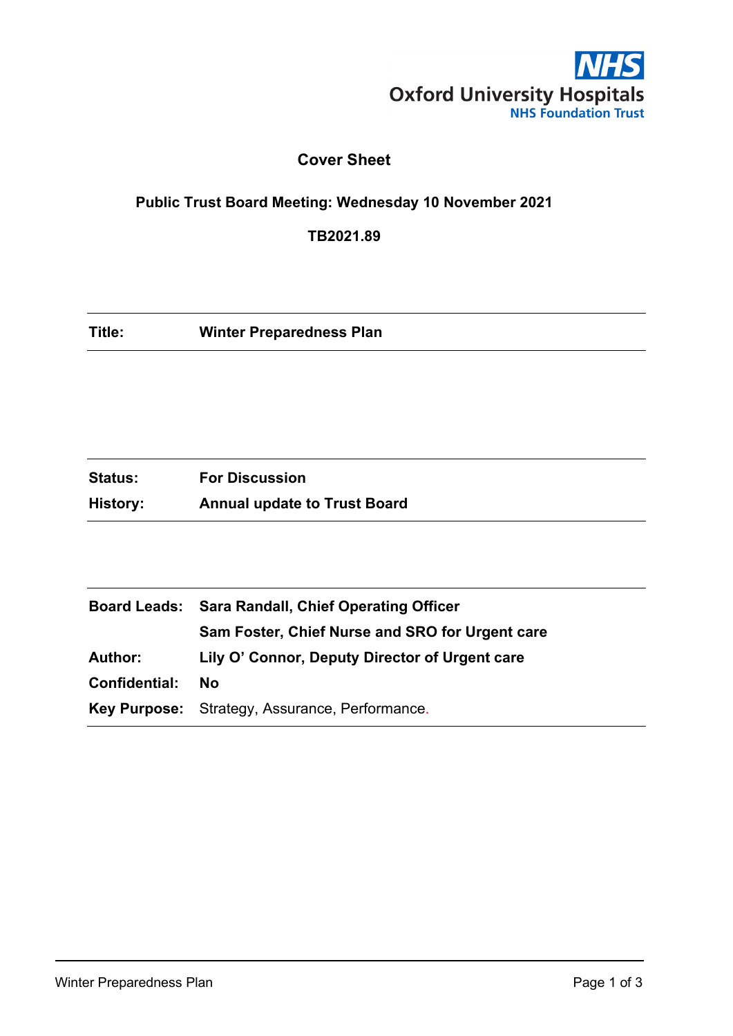Oxford University Hospitals
NHS Foundation Trust

# Cover Sheet

**Public Trust Board Meeting: Wednesday 10 November 2021**

**TB2021.89**

| | |
|---|---|
| **Title:** | **Winter Preparedness Plan** |

| | |
|---|---|
| **Status:** | **For Discussion** |
| **History:** | **Annual update to Trust Board** |

| | |
|---|---|
| **Board Leads:** | **Sara Randall, Chief Operating Officer** |
| | **Sam Foster, Chief Nurse and SRO for Urgent care** |
| **Author:** | **Lily O' Connor, Deputy Director of Urgent care** |
| **Confidential:** | **No** |
| **Key Purpose:** | Strategy, Assurance, Performance. |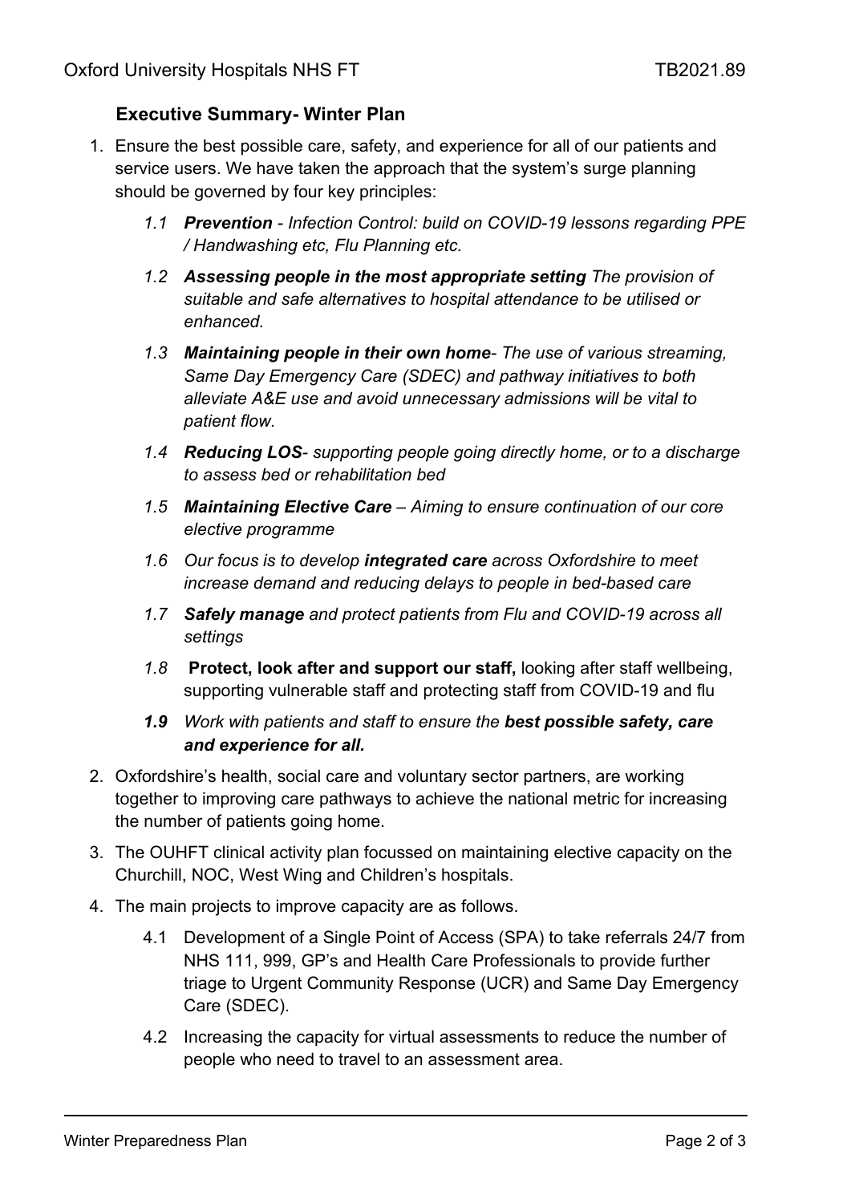## Executive Summary- Winter Plan

1. Ensure the best possible care, safety, and experience for all of our patients and service users. We have taken the approach that the system's surge planning should be governed by four key principles:

   *1.1* ***Prevention*** *- Infection Control: build on COVID-19 lessons regarding PPE / Handwashing etc, Flu Planning etc.*

   *1.2* ***Assessing people in the most appropriate setting*** *The provision of suitable and safe alternatives to hospital attendance to be utilised or enhanced.*

   *1.3* ***Maintaining people in their own home****- The use of various streaming, Same Day Emergency Care (SDEC) and pathway initiatives to both alleviate A&E use and avoid unnecessary admissions will be vital to patient flow.*

   *1.4* ***Reducing LOS****- supporting people going directly home, or to a discharge to assess bed or rehabilitation bed*

   *1.5* ***Maintaining Elective Care*** *– Aiming to ensure continuation of our core elective programme*

   *1.6* *Our focus is to develop* ***integrated care*** *across Oxfordshire to meet increase demand and reducing delays to people in bed-based care*

   *1.7* ***Safely manage*** *and protect patients from Flu and COVID-19 across all settings*

   *1.8* **Protect, look after and support our staff,** looking after staff wellbeing, supporting vulnerable staff and protecting staff from COVID-19 and flu

   ***1.9*** *Work with patients and staff to ensure the* ***best possible safety, care and experience for all.***

2. Oxfordshire's health, social care and voluntary sector partners, are working together to improving care pathways to achieve the national metric for increasing the number of patients going home.

3. The OUHFT clinical activity plan focussed on maintaining elective capacity on the Churchill, NOC, West Wing and Children's hospitals.

4. The main projects to improve capacity are as follows.

   4.1 Development of a Single Point of Access (SPA) to take referrals 24/7 from NHS 111, 999, GP's and Health Care Professionals to provide further triage to Urgent Community Response (UCR) and Same Day Emergency Care (SDEC).

   4.2 Increasing the capacity for virtual assessments to reduce the number of people who need to travel to an assessment area.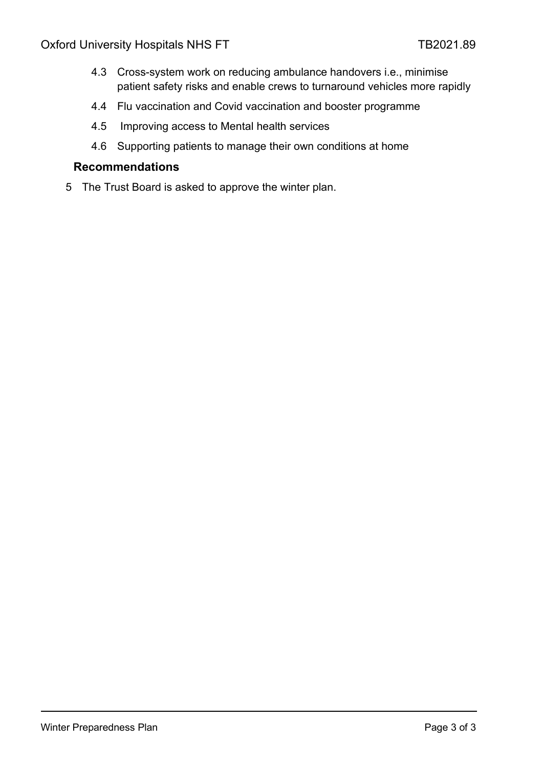4.3 Cross-system work on reducing ambulance handovers i.e., minimise patient safety risks and enable crews to turnaround vehicles more rapidly

4.4 Flu vaccination and Covid vaccination and booster programme

4.5 Improving access to Mental health services

4.6 Supporting patients to manage their own conditions at home

## Recommendations

5 The Trust Board is asked to approve the winter plan.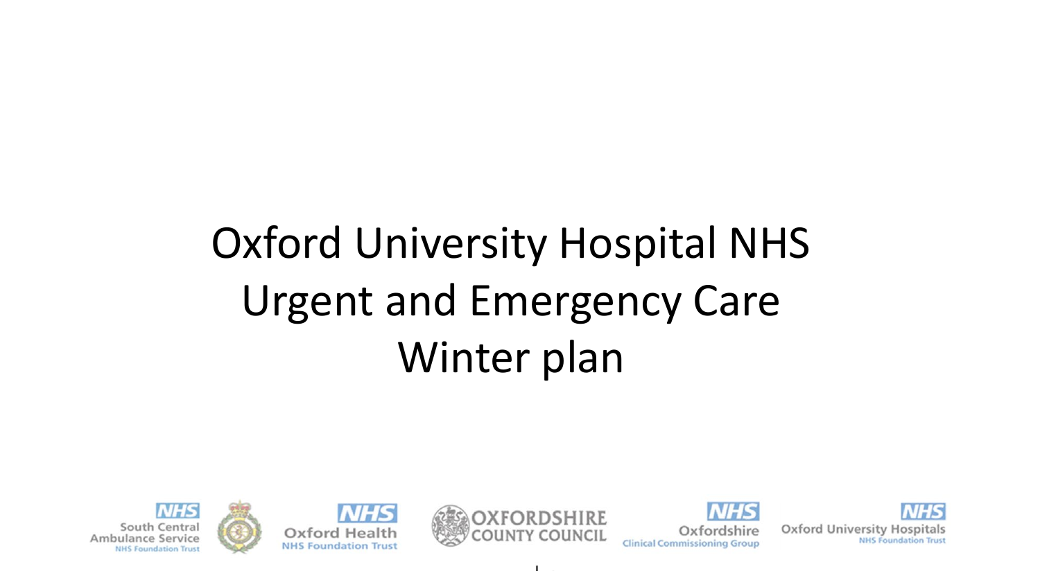# Oxford University Hospital NHS Urgent and Emergency Care Winter plan

South Central Ambulance Service NHS Foundation Trust

Oxford Health NHS Foundation Trust

OXFORDSHIRE COUNTY COUNCIL

Oxfordshire Clinical Commissioning Group

Oxford University Hospitals NHS Foundation Trust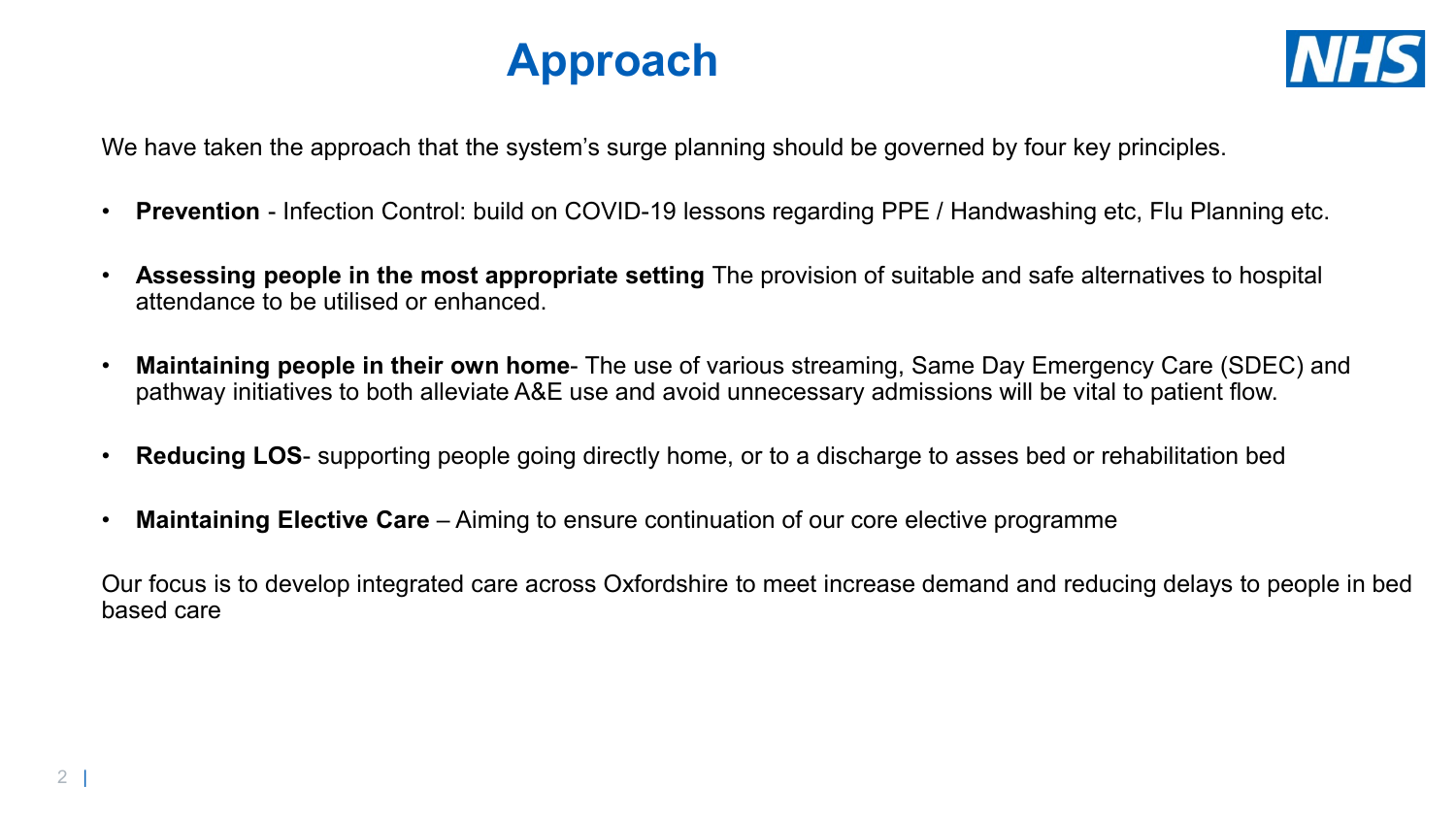# Approach

We have taken the approach that the system's surge planning should be governed by four key principles.

- **Prevention** - Infection Control: build on COVID-19 lessons regarding PPE / Handwashing etc, Flu Planning etc.
- **Assessing people in the most appropriate setting** The provision of suitable and safe alternatives to hospital attendance to be utilised or enhanced.
- **Maintaining people in their own home**- The use of various streaming, Same Day Emergency Care (SDEC) and pathway initiatives to both alleviate A&E use and avoid unnecessary admissions will be vital to patient flow.
- **Reducing LOS**- supporting people going directly home, or to a discharge to asses bed or rehabilitation bed
- **Maintaining Elective Care** – Aiming to ensure continuation of our core elective programme

Our focus is to develop integrated care across Oxfordshire to meet increase demand and reducing delays to people in bed based care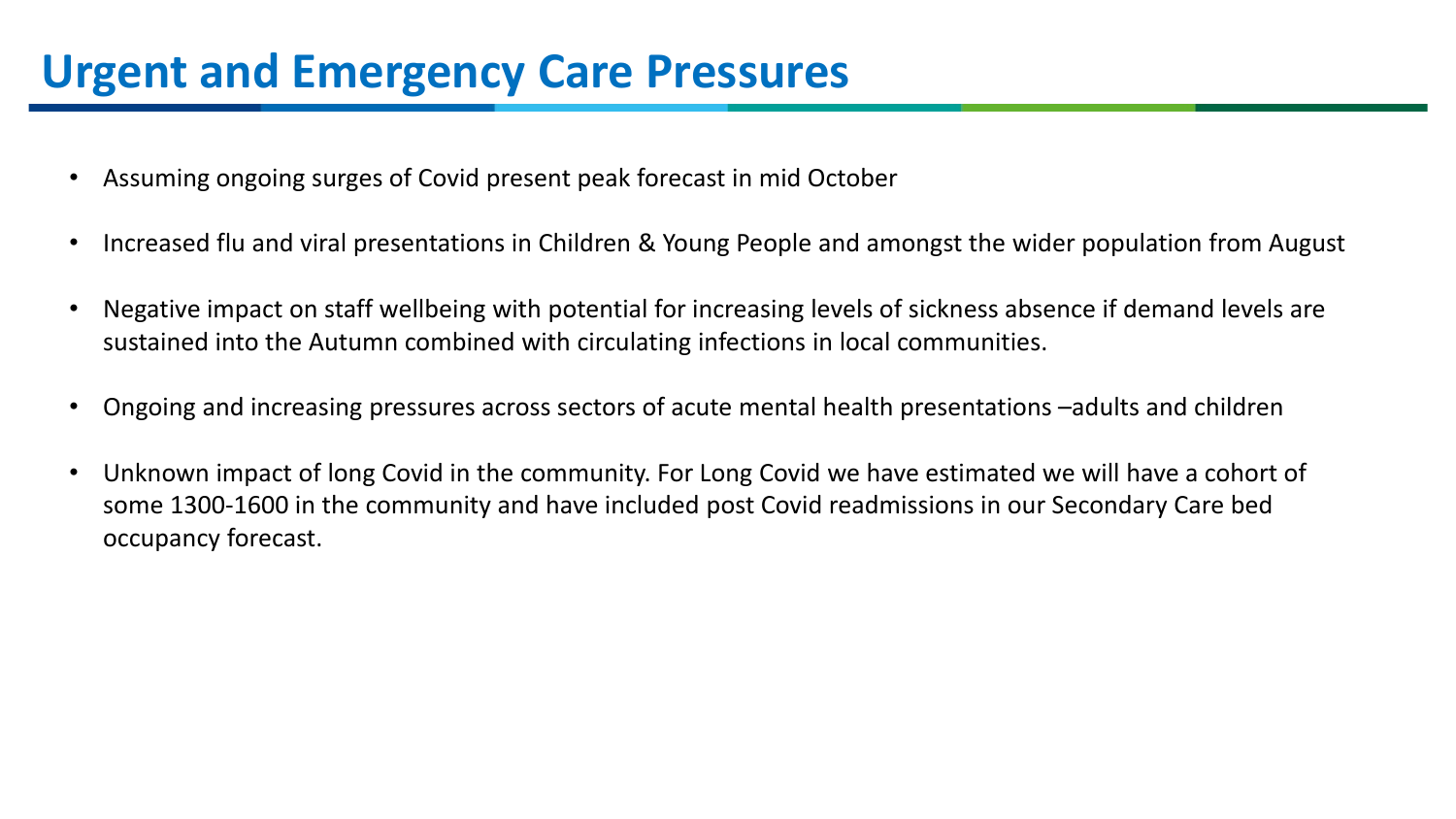# Urgent and Emergency Care Pressures

- Assuming ongoing surges of Covid present peak forecast in mid October
- Increased flu and viral presentations in Children & Young People and amongst the wider population from August
- Negative impact on staff wellbeing with potential for increasing levels of sickness absence if demand levels are sustained into the Autumn combined with circulating infections in local communities.
- Ongoing and increasing pressures across sectors of acute mental health presentations –adults and children
- Unknown impact of long Covid in the community. For Long Covid we have estimated we will have a cohort of some 1300-1600 in the community and have included post Covid readmissions in our Secondary Care bed occupancy forecast.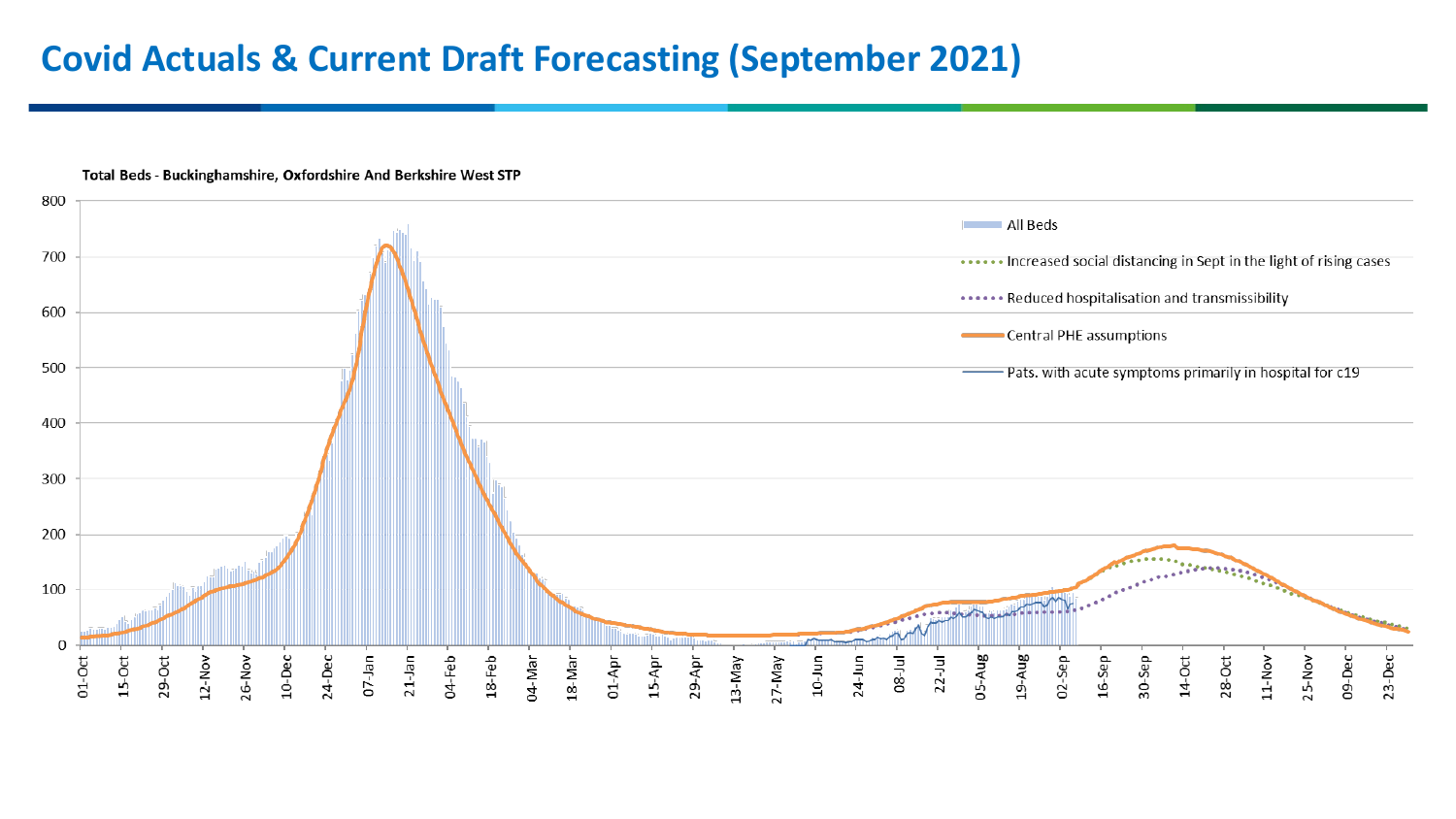# Covid Actuals & Current Draft Forecasting (September 2021)

Total Beds - Buckinghamshire, Oxfordshire And Berkshire West STP

- All Beds
- Increased social distancing in Sept in the light of rising cases
- Reduced hospitalisation and transmissibility
- Central PHE assumptions
- Pats. with acute symptoms primarily in hospital for c19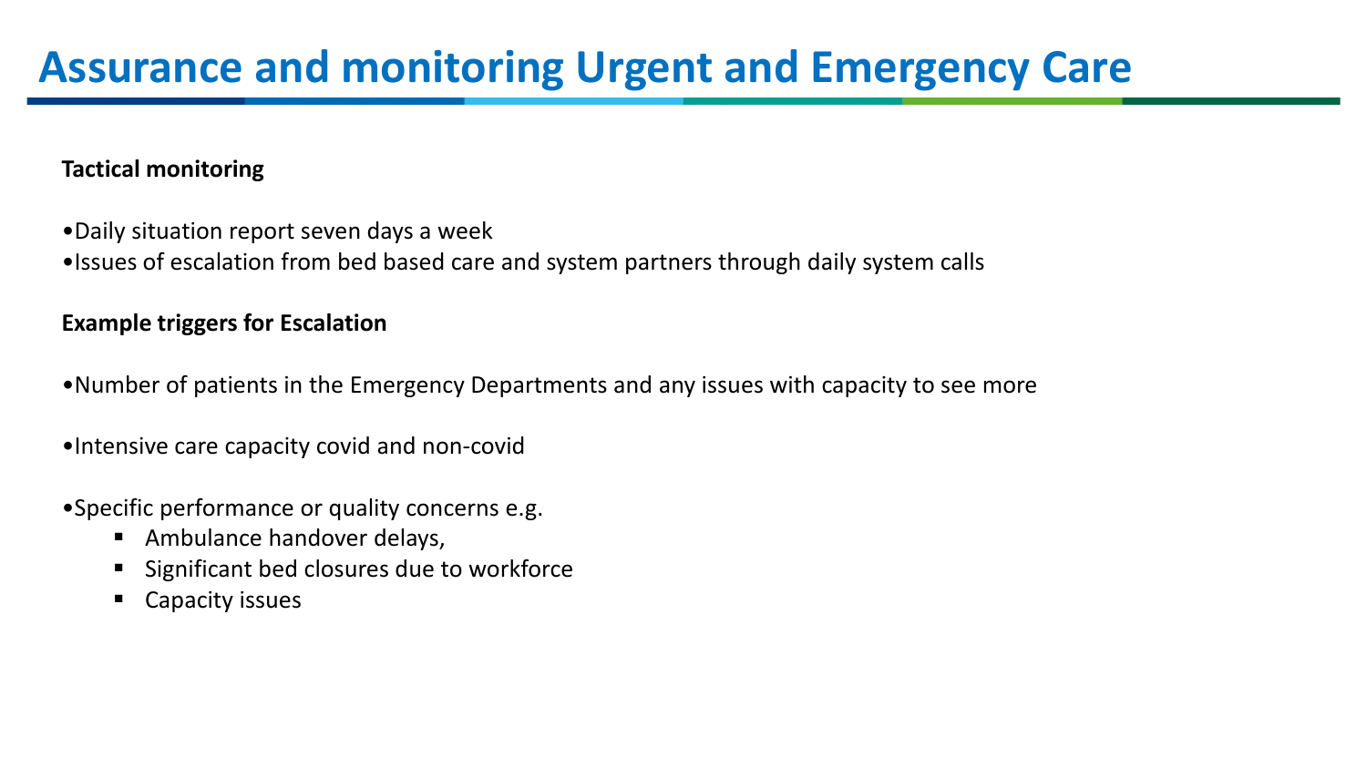# Assurance and monitoring Urgent and Emergency Care

**Tactical monitoring**

- Daily situation report seven days a week
- Issues of escalation from bed based care and system partners through daily system calls

**Example triggers for Escalation**

- Number of patients in the Emergency Departments and any issues with capacity to see more
- Intensive care capacity covid and non-covid
- Specific performance or quality concerns e.g.
  - Ambulance handover delays,
  - Significant bed closures due to workforce
  - Capacity issues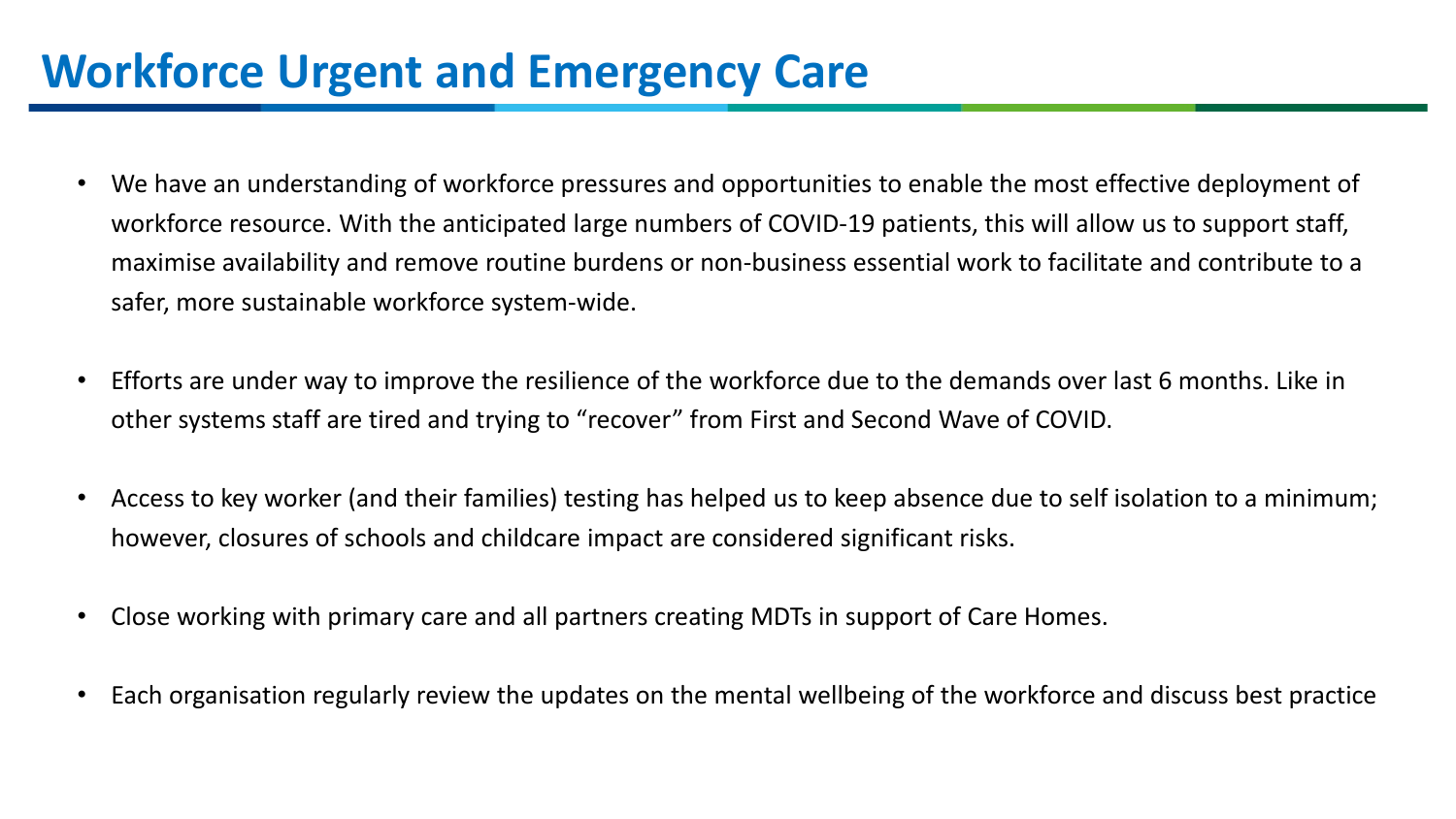# Workforce Urgent and Emergency Care

- We have an understanding of workforce pressures and opportunities to enable the most effective deployment of workforce resource. With the anticipated large numbers of COVID-19 patients, this will allow us to support staff, maximise availability and remove routine burdens or non-business essential work to facilitate and contribute to a safer, more sustainable workforce system-wide.

- Efforts are under way to improve the resilience of the workforce due to the demands over last 6 months. Like in other systems staff are tired and trying to “recover” from First and Second Wave of COVID.

- Access to key worker (and their families) testing has helped us to keep absence due to self isolation to a minimum; however, closures of schools and childcare impact are considered significant risks.

- Close working with primary care and all partners creating MDTs in support of Care Homes.

- Each organisation regularly review the updates on the mental wellbeing of the workforce and discuss best practice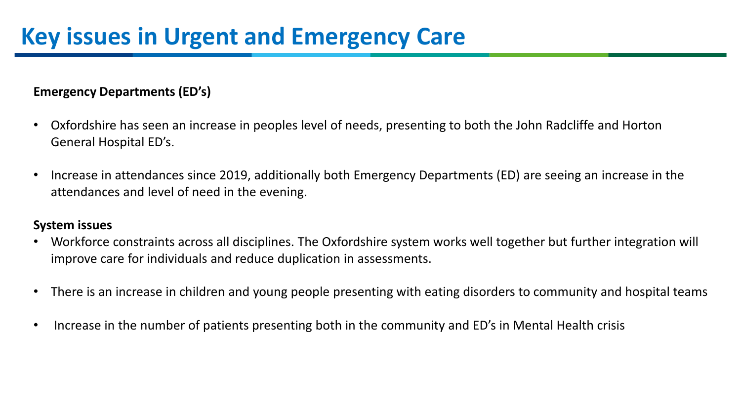# Key issues in Urgent and Emergency Care

**Emergency Departments (ED's)**

- Oxfordshire has seen an increase in peoples level of needs, presenting to both the John Radcliffe and Horton General Hospital ED's.
- Increase in attendances since 2019, additionally both Emergency Departments (ED) are seeing an increase in the attendances and level of need in the evening.

**System issues**

- Workforce constraints across all disciplines. The Oxfordshire system works well together but further integration will improve care for individuals and reduce duplication in assessments.
- There is an increase in children and young people presenting with eating disorders to community and hospital teams
- Increase in the number of patients presenting both in the community and ED's in Mental Health crisis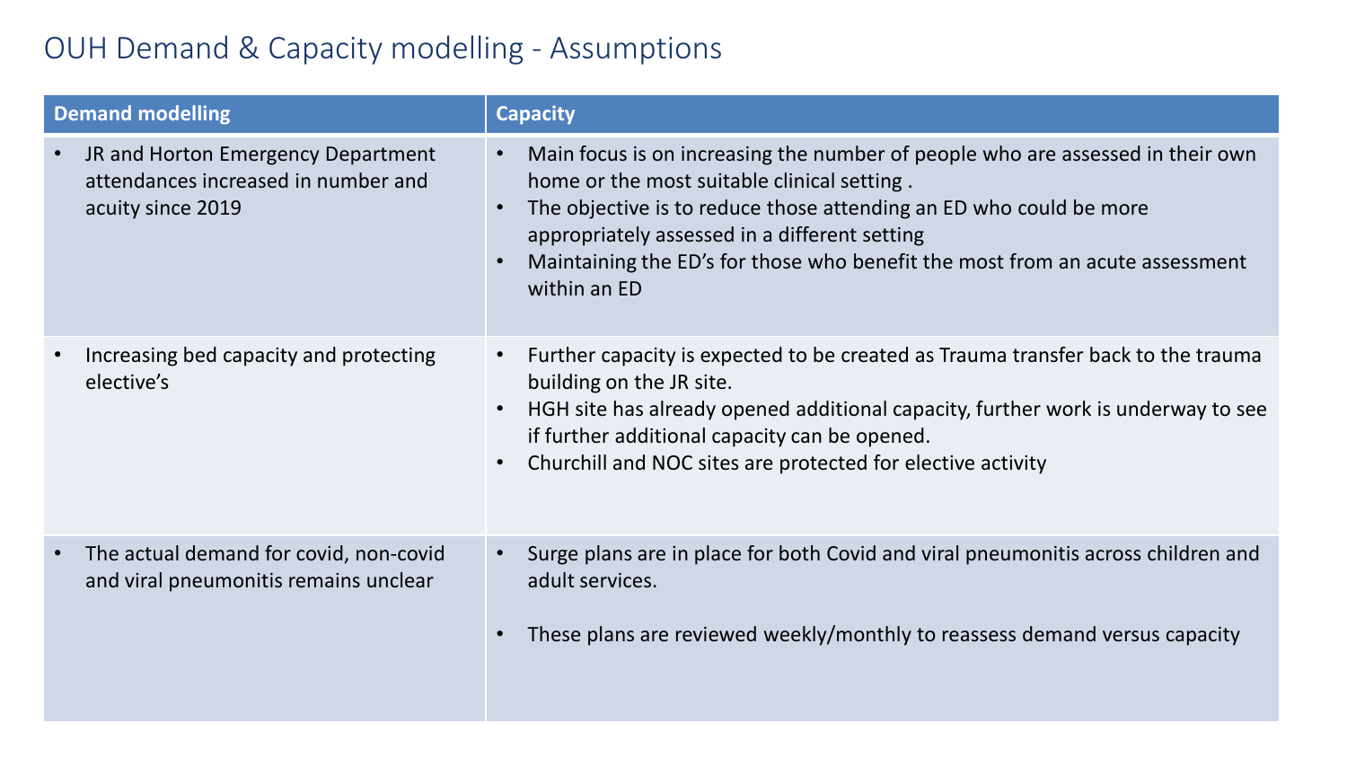# OUH Demand & Capacity modelling - Assumptions

| Demand modelling | Capacity |
| --- | --- |
| • JR and Horton Emergency Department attendances increased in number and acuity since 2019 | • Main focus is on increasing the number of people who are assessed in their own home or the most suitable clinical setting .<br>• The objective is to reduce those attending an ED who could be more appropriately assessed in a different setting<br>• Maintaining the ED's for those who benefit the most from an acute assessment within an ED |
| • Increasing bed capacity and protecting elective's | • Further capacity is expected to be created as Trauma transfer back to the trauma building on the JR site.<br>• HGH site has already opened additional capacity, further work is underway to see if further additional capacity can be opened.<br>• Churchill and NOC sites are protected for elective activity |
| • The actual demand for covid, non-covid and viral pneumonitis remains unclear | • Surge plans are in place for both Covid and viral pneumonitis across children and adult services.<br>• These plans are reviewed weekly/monthly to reassess demand versus capacity |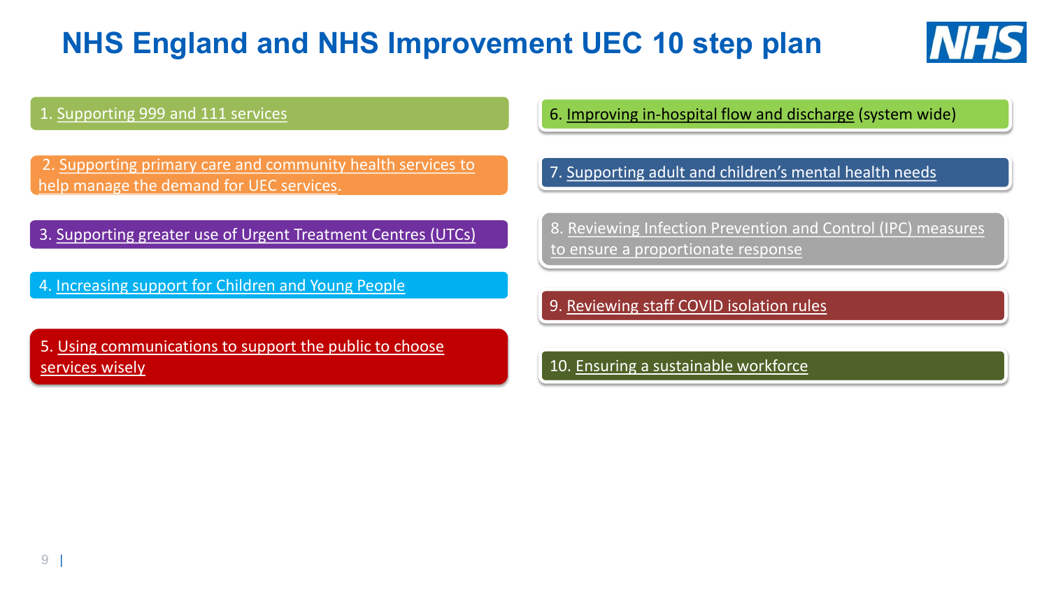# NHS England and NHS Improvement UEC 10 step plan

1. Supporting 999 and 111 services
2. Supporting primary care and community health services to help manage the demand for UEC services.
3. Supporting greater use of Urgent Treatment Centres (UTCs)
4. Increasing support for Children and Young People
5. Using communications to support the public to choose services wisely
6. Improving in-hospital flow and discharge (system wide)
7. Supporting adult and children's mental health needs
8. Reviewing Infection Prevention and Control (IPC) measures to ensure a proportionate response
9. Reviewing staff COVID isolation rules
10. Ensuring a sustainable workforce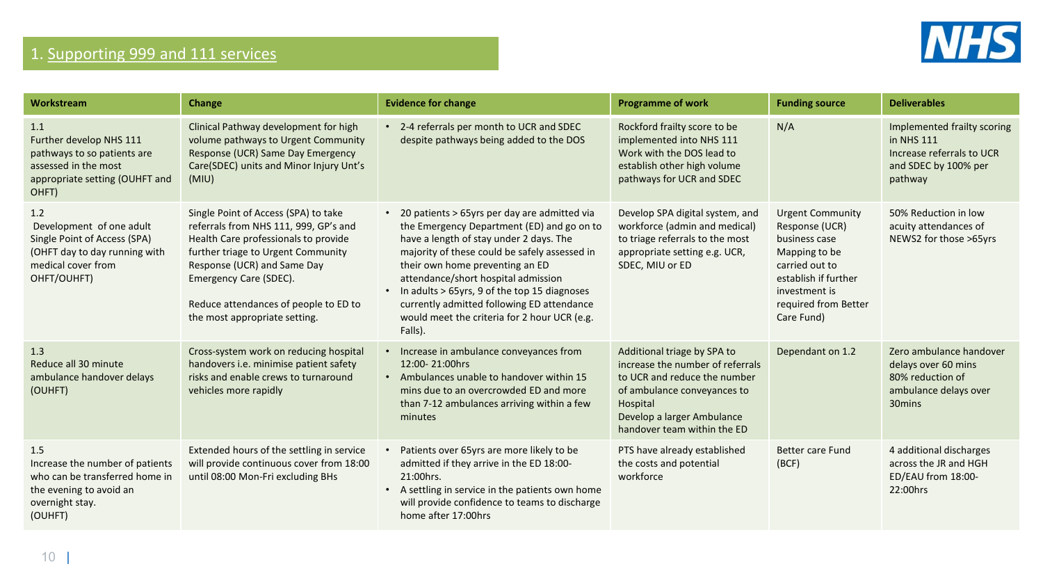## 1. Supporting 999 and 111 services

| Workstream | Change | Evidence for change | Programme of work | Funding source | Deliverables |
|---|---|---|---|---|---|
| 1.1<br>Further develop NHS 111 pathways to so patients are assessed in the most appropriate setting (OUHFT and OHFT) | Clinical Pathway development for high volume pathways to Urgent Community Response (UCR) Same Day Emergency Care(SDEC) units and Minor Injury Unt's (MIU) | • 2-4 referrals per month to UCR and SDEC despite pathways being added to the DOS | Rockford frailty score to be implemented into NHS 111<br>Work with the DOS lead to establish other high volume pathways for UCR and SDEC | N/A | Implemented frailty scoring in NHS 111<br>Increase referrals to UCR and SDEC by 100% per pathway |
| 1.2<br>Development of one adult Single Point of Access (SPA) (OHFT day to day running with medical cover from OHFT/OUHFT) | Single Point of Access (SPA) to take referrals from NHS 111, 999, GP's and Health Care professionals to provide further triage to Urgent Community Response (UCR) and Same Day Emergency Care (SDEC).<br><br>Reduce attendances of people to ED to the most appropriate setting. | • 20 patients > 65yrs per day are admitted via the Emergency Department (ED) and go on to have a length of stay under 2 days. The majority of these could be safely assessed in their own home preventing an ED attendance/short hospital admission<br>• In adults > 65yrs, 9 of the top 15 diagnoses currently admitted following ED attendance would meet the criteria for 2 hour UCR (e.g. Falls). | Develop SPA digital system, and workforce (admin and medical) to triage referrals to the most appropriate setting e.g. UCR, SDEC, MIU or ED | Urgent Community Response (UCR) business case Mapping to be carried out to establish if further investment is required from Better Care Fund) | 50% Reduction in low acuity attendances of NEWS2 for those >65yrs |
| 1.3<br>Reduce all 30 minute ambulance handover delays (OUHFT) | Cross-system work on reducing hospital handovers i.e. minimise patient safety risks and enable crews to turnaround vehicles more rapidly | • Increase in ambulance conveyances from 12:00- 21:00hrs<br>• Ambulances unable to handover within 15 mins due to an overcrowded ED and more than 7-12 ambulances arriving within a few minutes | Additional triage by SPA to increase the number of referrals to UCR and reduce the number of ambulance conveyances to Hospital<br>Develop a larger Ambulance handover team within the ED | Dependant on 1.2 | Zero ambulance handover delays over 60 mins<br>80% reduction of ambulance delays over 30mins |
| 1.5<br>Increase the number of patients who can be transferred home in the evening to avoid an overnight stay.<br>(OUHFT) | Extended hours of the settling in service will provide continuous cover from 18:00 until 08:00 Mon-Fri excluding BHs | • Patients over 65yrs are more likely to be admitted if they arrive in the ED 18:00-21:00hrs.<br>• A settling in service in the patients own home will provide confidence to teams to discharge home after 17:00hrs | PTS have already established the costs and potential workforce | Better care Fund (BCF) | 4 additional discharges across the JR and HGH ED/EAU from 18:00-22:00hrs |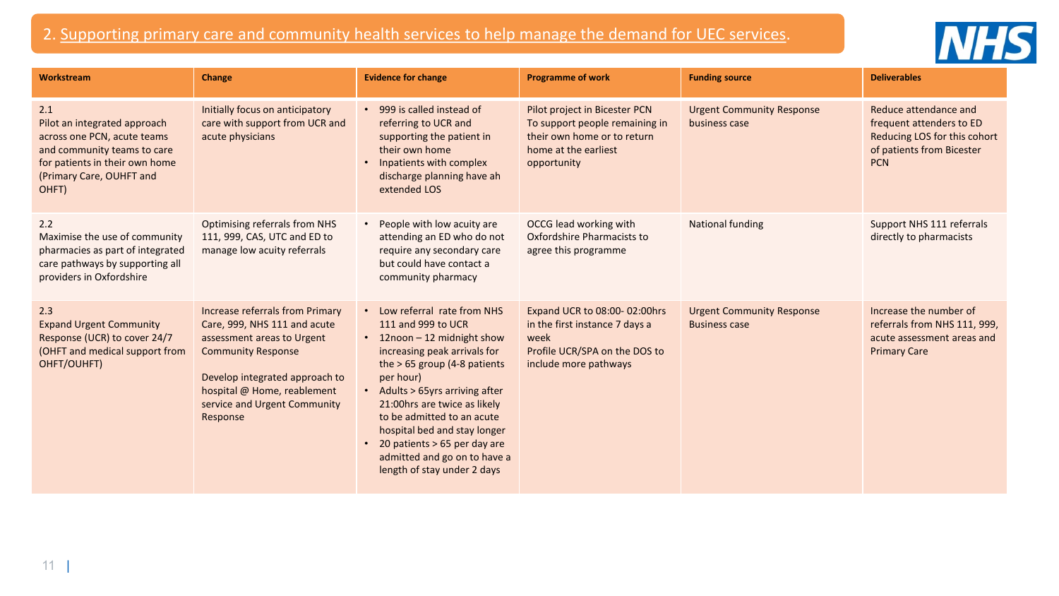## 2. Supporting primary care and community health services to help manage the demand for UEC services.

| Workstream | Change | Evidence for change | Programme of work | Funding source | Deliverables |
| --- | --- | --- | --- | --- | --- |
| 2.1<br>Pilot an integrated approach across one PCN, acute teams and community teams to care for patients in their own home (Primary Care, OUHFT and OHFT) | Initially focus on anticipatory care with support from UCR and acute physicians | • 999 is called instead of referring to UCR and supporting the patient in their own home<br>• Inpatients with complex discharge planning have ah extended LOS | Pilot project in Bicester PCN To support people remaining in their own home or to return home at the earliest opportunity | Urgent Community Response business case | Reduce attendance and frequent attenders to ED Reducing LOS for this cohort of patients from Bicester PCN |
| 2.2<br>Maximise the use of community pharmacies as part of integrated care pathways by supporting all providers in Oxfordshire | Optimising referrals from NHS 111, 999, CAS, UTC and ED to manage low acuity referrals | • People with low acuity are attending an ED who do not require any secondary care but could have contact a community pharmacy | OCCG lead working with Oxfordshire Pharmacists to agree this programme | National funding | Support NHS 111 referrals directly to pharmacists |
| 2.3<br>Expand Urgent Community Response (UCR) to cover 24/7 (OHFT and medical support from OHFT/OUHFT) | Increase referrals from Primary Care, 999, NHS 111 and acute assessment areas to Urgent Community Response<br><br>Develop integrated approach to hospital @ Home, reablement service and Urgent Community Response | • Low referral rate from NHS 111 and 999 to UCR<br>• 12noon – 12 midnight show increasing peak arrivals for the > 65 group (4-8 patients per hour)<br>• Adults > 65yrs arriving after 21:00hrs are twice as likely to be admitted to an acute hospital bed and stay longer<br>• 20 patients > 65 per day are admitted and go on to have a length of stay under 2 days | Expand UCR to 08:00- 02:00hrs in the first instance 7 days a week<br>Profile UCR/SPA on the DOS to include more pathways | Urgent Community Response Business case | Increase the number of referrals from NHS 111, 999, acute assessment areas and Primary Care |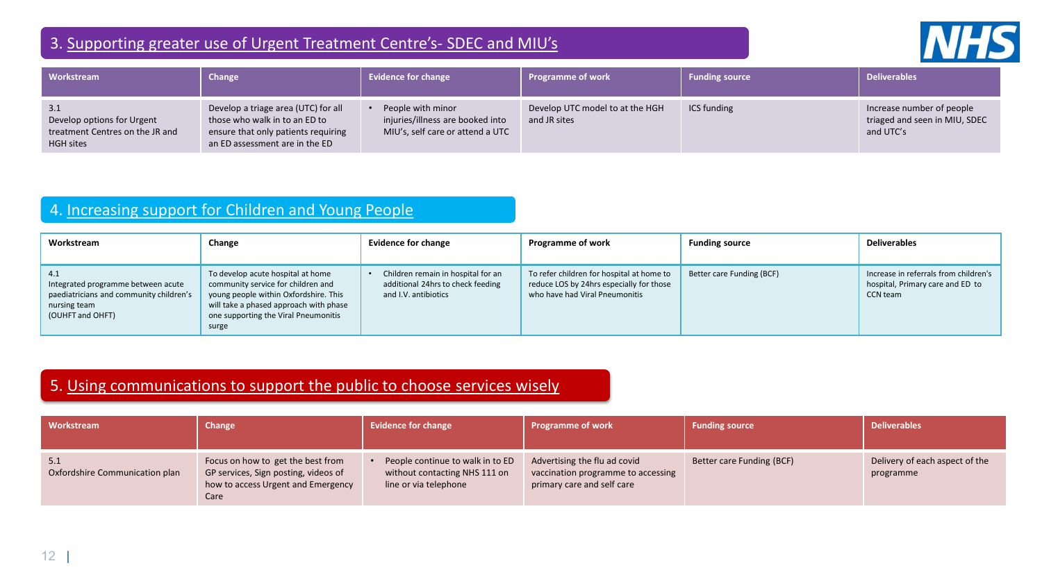## 3. Supporting greater use of Urgent Treatment Centre's- SDEC and MIU's

| Workstream | Change | Evidence for change | Programme of work | Funding source | Deliverables |
|---|---|---|---|---|---|
| 3.1 Develop options for Urgent treatment Centres on the JR and HGH sites | Develop a triage area (UTC) for all those who walk in to an ED to ensure that only patients requiring an ED assessment are in the ED | • People with minor injuries/illness are booked into MIU's, self care or attend a UTC | Develop UTC model to at the HGH and JR sites | ICS funding | Increase number of people triaged and seen in MIU, SDEC and UTC's |

## 4. Increasing support for Children and Young People

| Workstream | Change | Evidence for change | Programme of work | Funding source | Deliverables |
|---|---|---|---|---|---|
| 4.1 Integrated programme between acute paediatricians and community children's nursing team (OUHFT and OHFT) | To develop acute hospital at home community service for children and young people within Oxfordshire. This will take a phased approach with phase one supporting the Viral Pneumonitis surge | • Children remain in hospital for an additional 24hrs to check feeding and I.V. antibiotics | To refer children for hospital at home to reduce LOS by 24hrs especially for those who have had Viral Pneumonitis | Better care Funding (BCF) | Increase in referrals from children's hospital, Primary care and ED to CCN team |

## 5. Using communications to support the public to choose services wisely

| Workstream | Change | Evidence for change | Programme of work | Funding source | Deliverables |
|---|---|---|---|---|---|
| 5.1 Oxfordshire Communication plan | Focus on how to get the best from GP services, Sign posting, videos of how to access Urgent and Emergency Care | • People continue to walk in to ED without contacting NHS 111 on line or via telephone | Advertising the flu ad covid vaccination programme to accessing primary care and self care | Better care Funding (BCF) | Delivery of each aspect of the programme |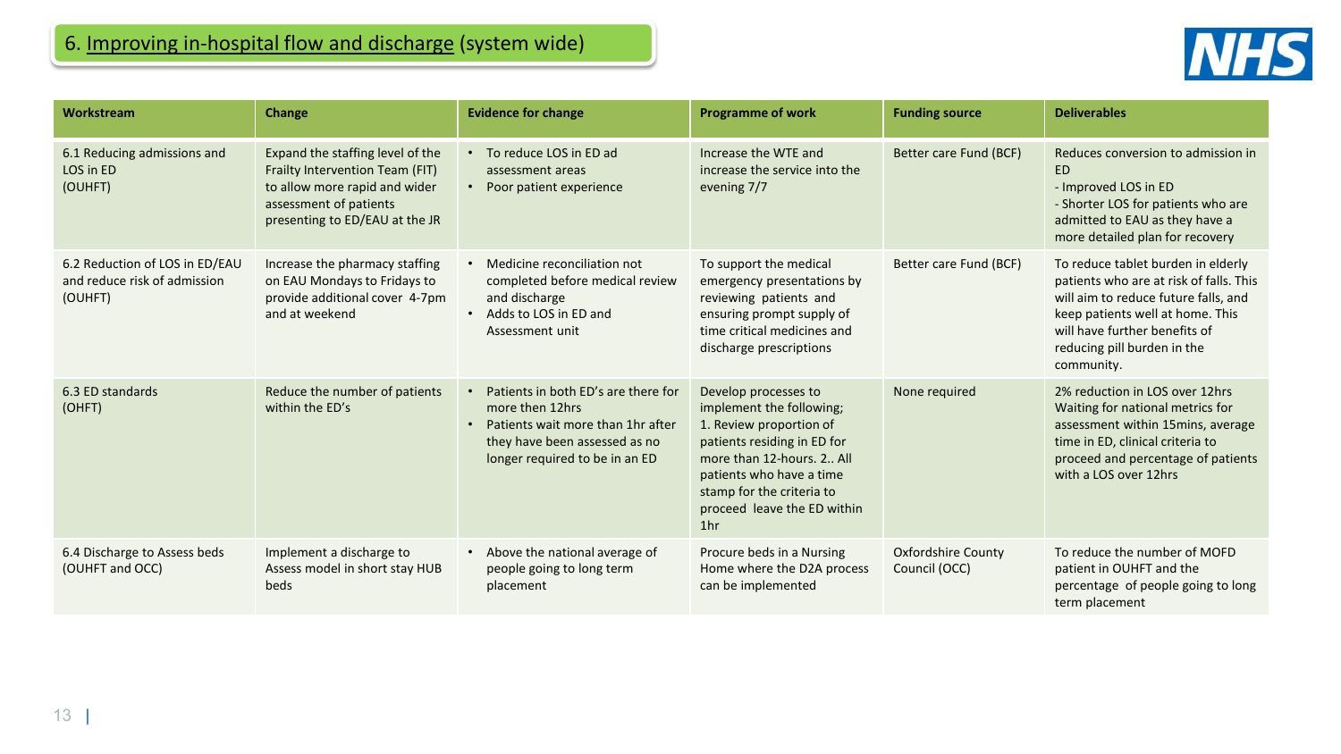# 6. Improving in-hospital flow and discharge (system wide)

| Workstream | Change | Evidence for change | Programme of work | Funding source | Deliverables |
|---|---|---|---|---|---|
| 6.1 Reducing admissions and LOS in ED (OUHFT) | Expand the staffing level of the Frailty Intervention Team (FIT) to allow more rapid and wider assessment of patients presenting to ED/EAU at the JR | • To reduce LOS in ED ad assessment areas<br>• Poor patient experience | Increase the WTE and increase the service into the evening 7/7 | Better care Fund (BCF) | Reduces conversion to admission in ED<br>- Improved LOS in ED<br>- Shorter LOS for patients who are admitted to EAU as they have a more detailed plan for recovery |
| 6.2 Reduction of LOS in ED/EAU and reduce risk of admission (OUHFT) | Increase the pharmacy staffing on EAU Mondays to Fridays to provide additional cover 4-7pm and at weekend | • Medicine reconciliation not completed before medical review and discharge<br>• Adds to LOS in ED and Assessment unit | To support the medical emergency presentations by reviewing patients and ensuring prompt supply of time critical medicines and discharge prescriptions | Better care Fund (BCF) | To reduce tablet burden in elderly patients who are at risk of falls. This will aim to reduce future falls, and keep patients well at home. This will have further benefits of reducing pill burden in the community. |
| 6.3 ED standards (OHFT) | Reduce the number of patients within the ED's | • Patients in both ED's are there for more then 12hrs<br>• Patients wait more than 1hr after they have been assessed as no longer required to be in an ED | Develop processes to implement the following;<br>1. Review proportion of patients residing in ED for more than 12-hours. 2.. All patients who have a time stamp for the criteria to proceed leave the ED within 1hr | None required | 2% reduction in LOS over 12hrs Waiting for national metrics for assessment within 15mins, average time in ED, clinical criteria to proceed and percentage of patients with a LOS over 12hrs |
| 6.4 Discharge to Assess beds (OUHFT and OCC) | Implement a discharge to Assess model in short stay HUB beds | • Above the national average of people going to long term placement | Procure beds in a Nursing Home where the D2A process can be implemented | Oxfordshire County Council (OCC) | To reduce the number of MOFD patient in OUHFT and the percentage of people going to long term placement |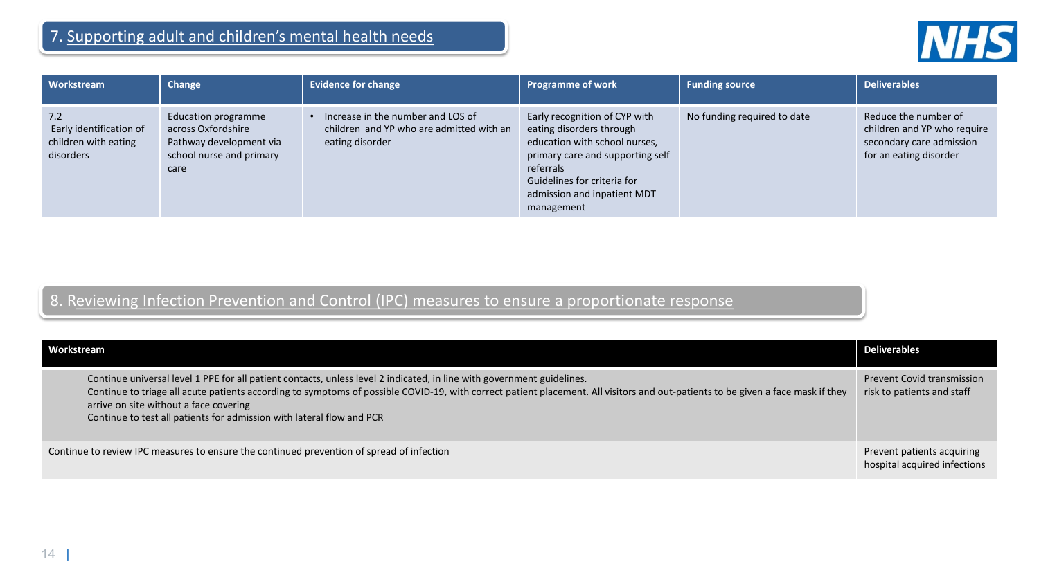## 7. Supporting adult and children's mental health needs

| Workstream | Change | Evidence for change | Programme of work | Funding source | Deliverables |
| --- | --- | --- | --- | --- | --- |
| 7.2 Early identification of children with eating disorders | Education programme across Oxfordshire Pathway development via school nurse and primary care | • Increase in the number and LOS of children and YP who are admitted with an eating disorder | Early recognition of CYP with eating disorders through education with school nurses, primary care and supporting self referrals Guidelines for criteria for admission and inpatient MDT management | No funding required to date | Reduce the number of children and YP who require secondary care admission for an eating disorder |

## 8. Reviewing Infection Prevention and Control (IPC) measures to ensure a proportionate response

| Workstream | Deliverables |
| --- | --- |
| Continue universal level 1 PPE for all patient contacts, unless level 2 indicated, in line with government guidelines. Continue to triage all acute patients according to symptoms of possible COVID-19, with correct patient placement. All visitors and out-patients to be given a face mask if they arrive on site without a face covering Continue to test all patients for admission with lateral flow and PCR | Prevent Covid transmission risk to patients and staff |
| Continue to review IPC measures to ensure the continued prevention of spread of infection | Prevent patients acquiring hospital acquired infections |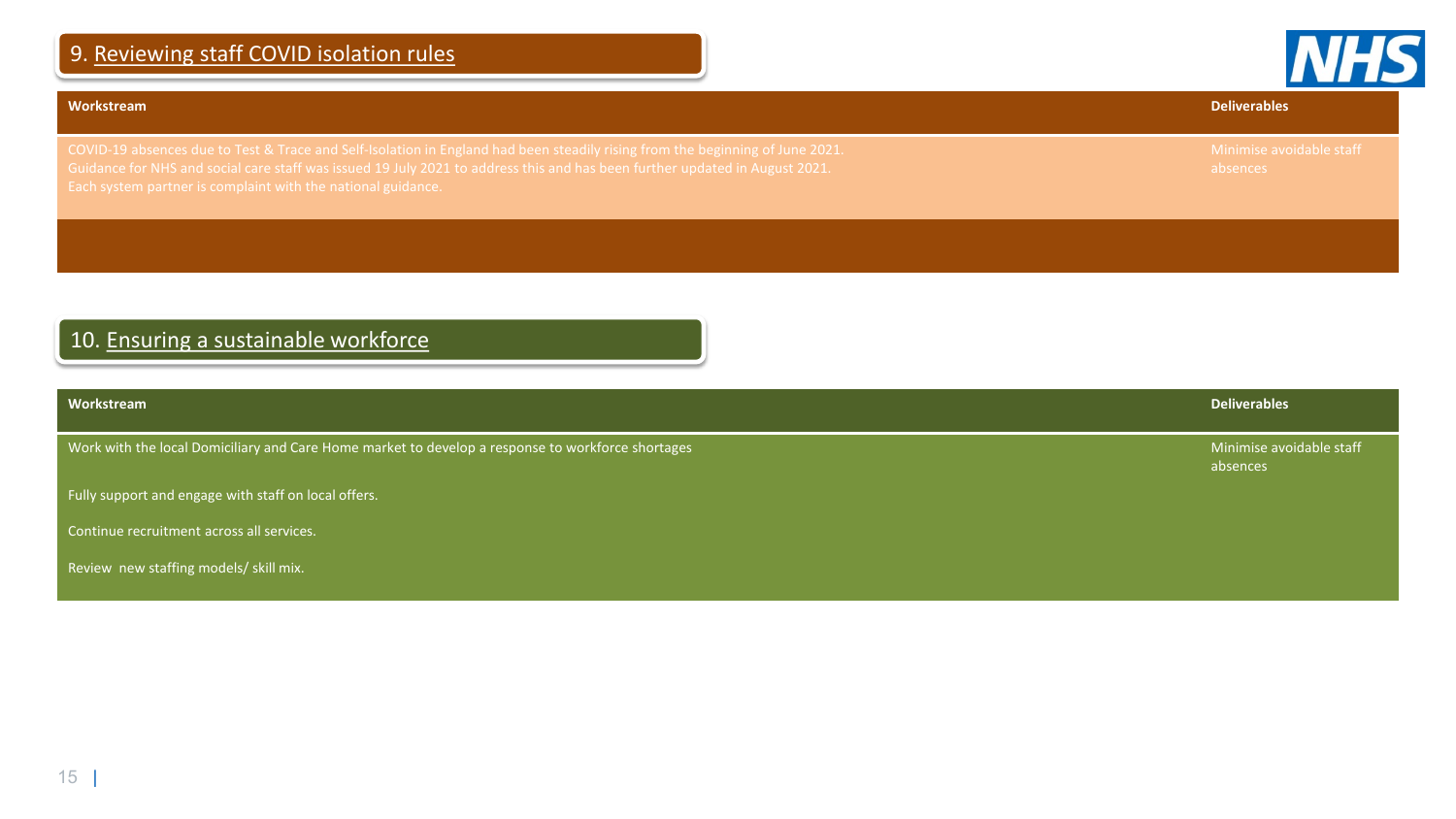## 9. Reviewing staff COVID isolation rules

| Workstream | Deliverables |
| --- | --- |
| COVID-19 absences due to Test & Trace and Self-Isolation in England had been steadily rising from the beginning of June 2021. Guidance for NHS and social care staff was issued 19 July 2021 to address this and has been further updated in August 2021. Each system partner is complaint with the national guidance. | Minimise avoidable staff absences |

## 10. Ensuring a sustainable workforce

| Workstream | Deliverables |
| --- | --- |
| Work with the local Domiciliary and Care Home market to develop a response to workforce shortages<br><br>Fully support and engage with staff on local offers.<br><br>Continue recruitment across all services.<br><br>Review new staffing models/ skill mix. | Minimise avoidable staff absences |